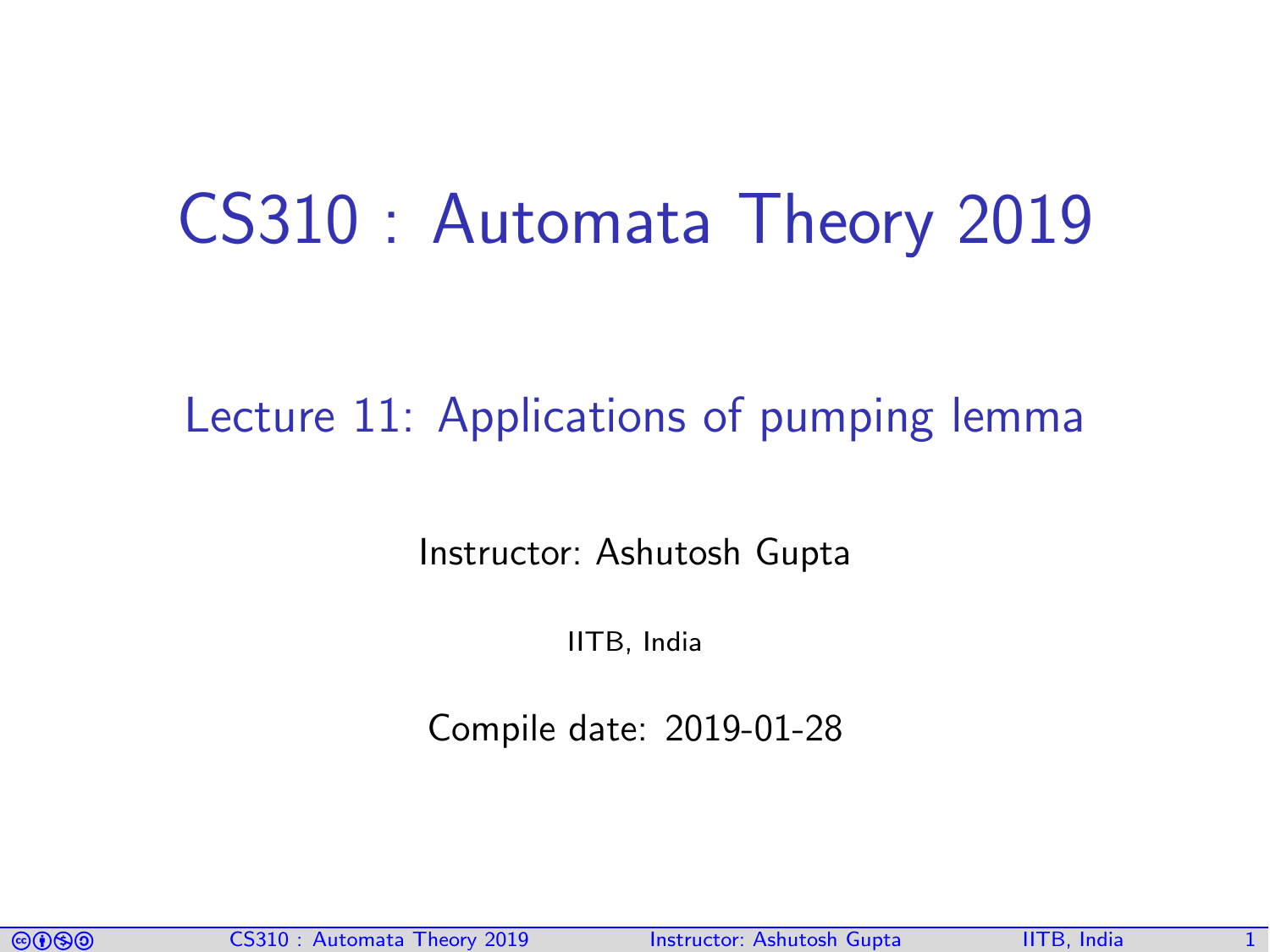# CS310 : Automata Theory 2019

## Lecture 11: Applications of pumping lemma

Instructor: Ashutosh Gupta

IITB, India

Compile date: 2019-01-28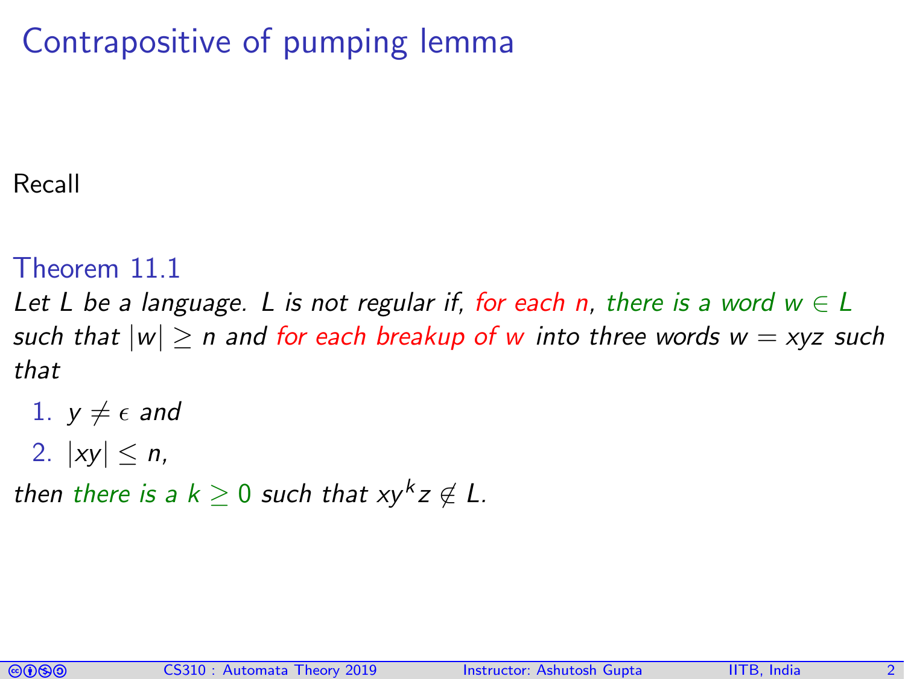# Contrapositive of pumping lemma

Recall

### Theorem 11.1

*Let $L$ be a language. $L$ is not regular if, for each $n$, there is a word $w \in L$ such that $|w| \geq n$ and for each breakup of $w$ into three words $w = xyz$ such that*

1. *$y \neq \epsilon$ and*
2. *$|xy| \leq n$,*

*then there is a $k \geq 0$ such that $xy^kz \notin L$.*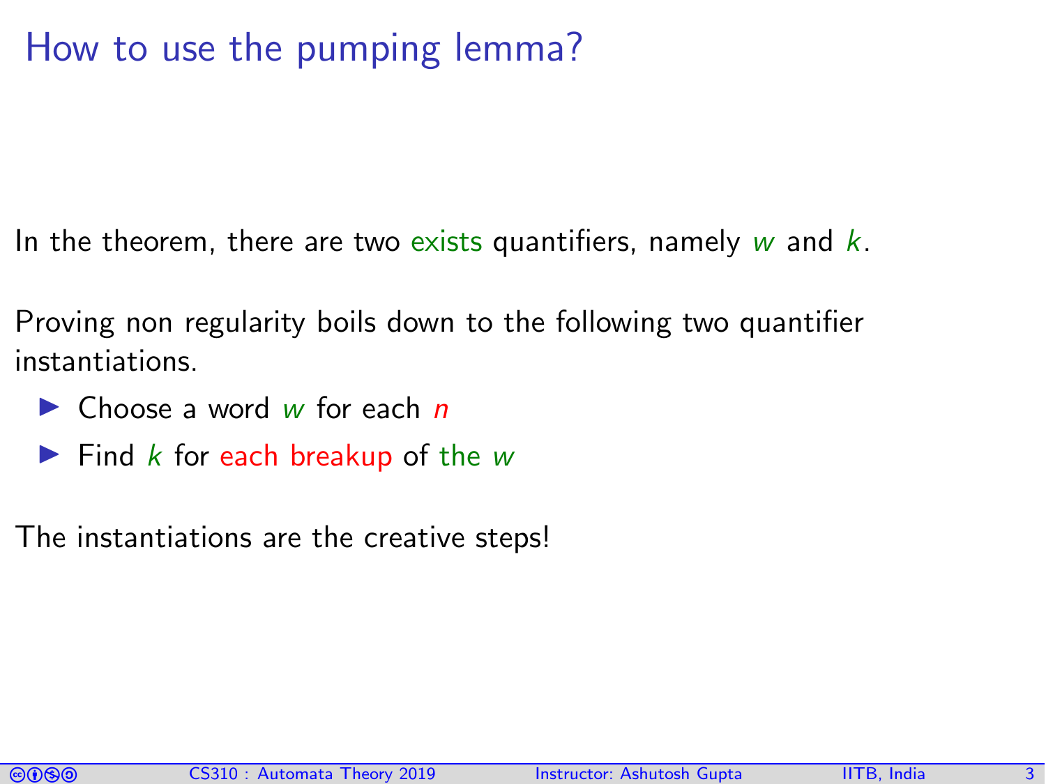# How to use the pumping lemma?

In the theorem, there are two exists quantifiers, namely $w$ and $k$.

Proving non regularity boils down to the following two quantifier instantiations.

- Choose a word $w$ for each $n$
- Find $k$ for each breakup of the $w$

The instantiations are the creative steps!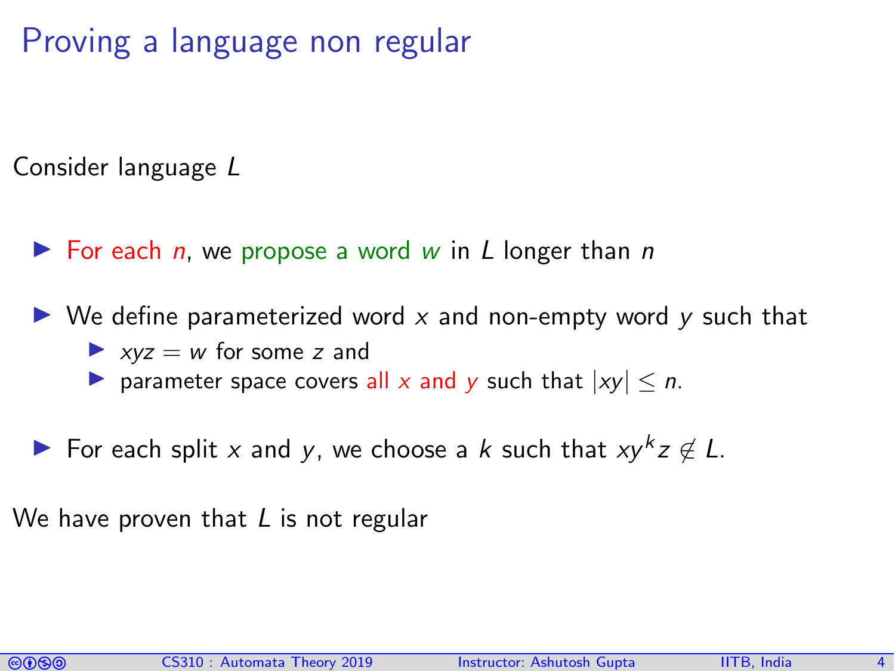# Proving a language non regular

Consider language $L$

- For each $n$, we propose a word $w$ in $L$ longer than $n$
- We define parameterized word $x$ and non-empty word $y$ such that
  - $xyz = w$ for some $z$ and
  - parameter space covers all $x$ and $y$ such that $|xy| \leq n$.
- For each split $x$ and $y$, we choose a $k$ such that $xy^kz \notin L$.

We have proven that $L$ is not regular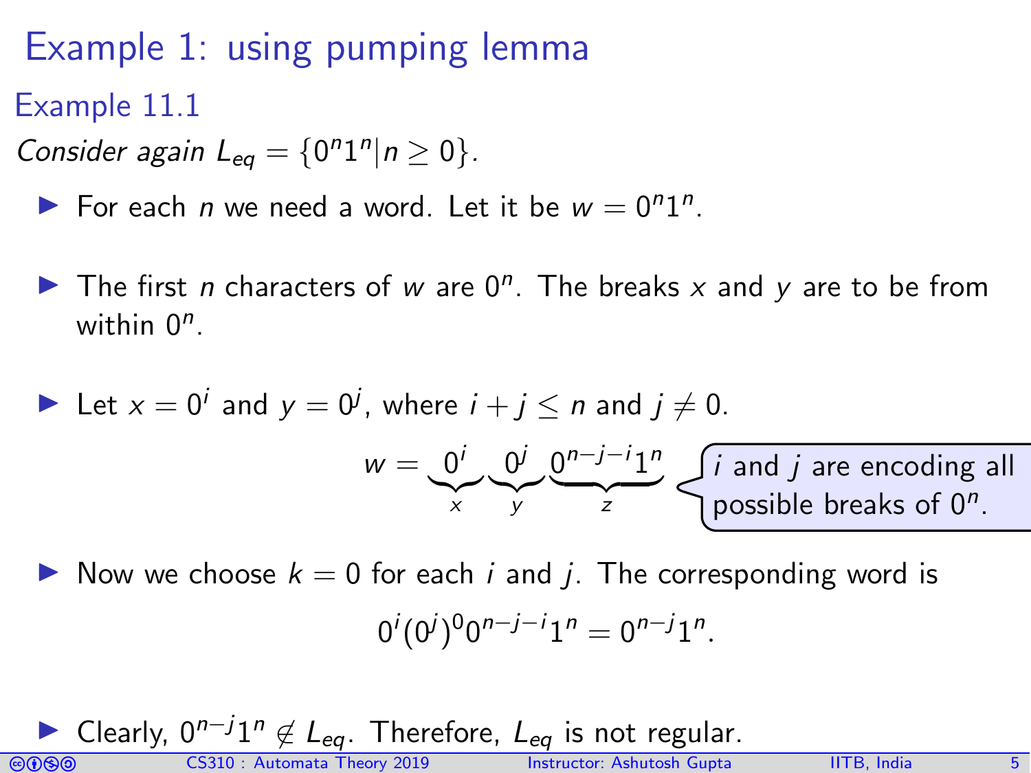# Example 1: using pumping lemma

## Example 11.1

*Consider again* $L_{eq} = \{0^n 1^n | n \geq 0\}$.

- For each $n$ we need a word. Let it be $w = 0^n 1^n$.
- The first $n$ characters of $w$ are $0^n$. The breaks $x$ and $y$ are to be from within $0^n$.
- Let $x = 0^i$ and $y = 0^j$, where $i + j \leq n$ and $j \neq 0$.

$$w = \underbrace{0^i}_{x} \underbrace{0^j}_{y} \underbrace{0^{n-j-i} 1^n}_{z}$$

$i$ and $j$ are encoding all possible breaks of $0^n$.

- Now we choose $k = 0$ for each $i$ and $j$. The corresponding word is

$$0^i (0^j)^0 0^{n-j-i} 1^n = 0^{n-j} 1^n.$$

- Clearly, $0^{n-j} 1^n \notin L_{eq}$. Therefore, $L_{eq}$ is not regular.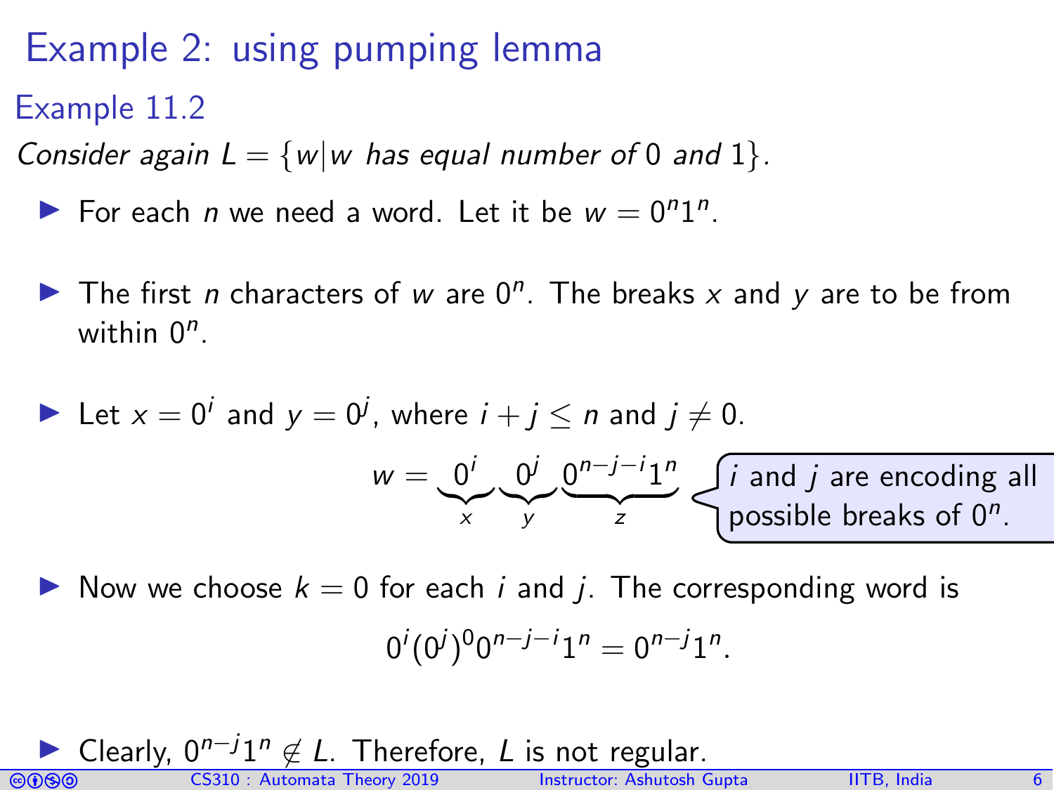# Example 2: using pumping lemma

## Example 11.2

*Consider again* $L = \{w | w \text{ has equal number of } 0 \text{ and } 1\}$.

- For each $n$ we need a word. Let it be $w = 0^n 1^n$.
- The first $n$ characters of $w$ are $0^n$. The breaks $x$ and $y$ are to be from within $0^n$.
- Let $x = 0^i$ and $y = 0^j$, where $i + j \leq n$ and $j \neq 0$.

$$w = \underbrace{0^i}_{x}\underbrace{0^j}_{y}\underbrace{0^{n-j-i}1^n}_{z}$$

*i* and *j* are encoding all possible breaks of $0^n$.

- Now we choose $k = 0$ for each $i$ and $j$. The corresponding word is

$$0^i(0^j)^0 0^{n-j-i}1^n = 0^{n-j}1^n.$$

- Clearly, $0^{n-j}1^n \notin L$. Therefore, $L$ is not regular.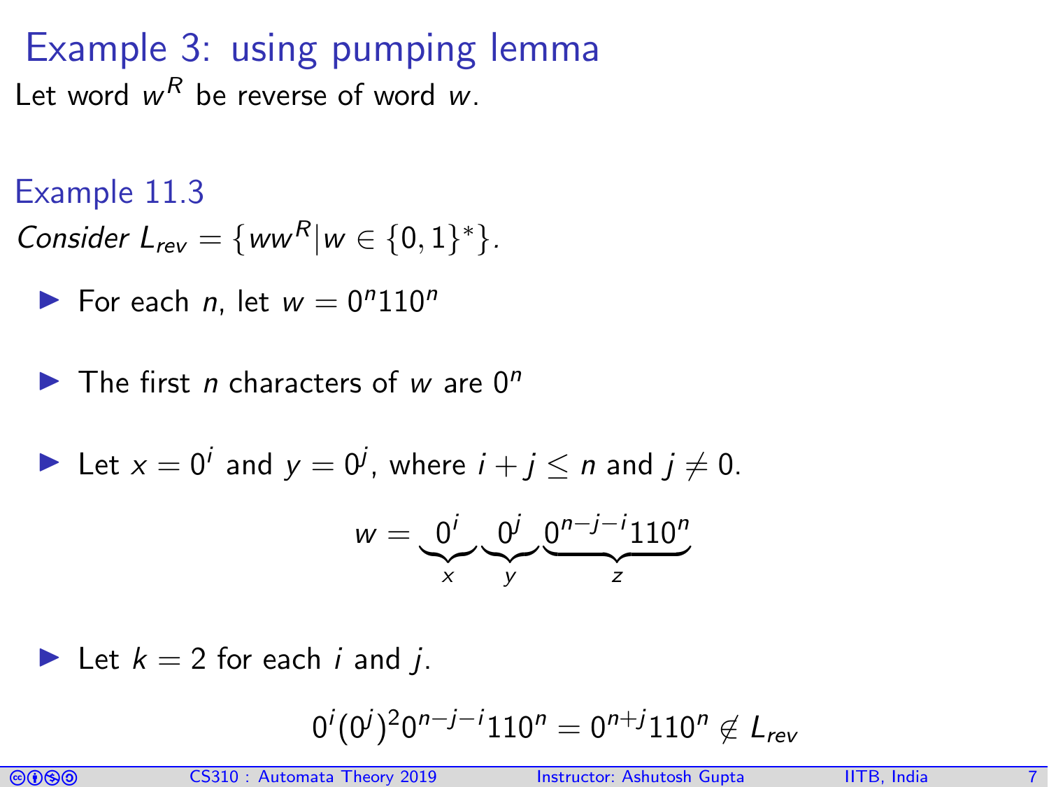# Example 3: using pumping lemma

Let word $w^R$ be reverse of word $w$.

### Example 11.3

*Consider* $L_{rev} = \{ww^R | w \in \{0,1\}^*\}$.

- For each $n$, let $w = 0^n110^n$
- The first $n$ characters of $w$ are $0^n$
- Let $x = 0^i$ and $y = 0^j$, where $i + j \leq n$ and $j \neq 0$.

$$w = \underbrace{0^i}_{x}\underbrace{0^j}_{y}\underbrace{0^{n-j-i}110^n}_{z}$$

- Let $k = 2$ for each $i$ and $j$.

$$0^i(0^j)^2 0^{n-j-i}110^n = 0^{n+j}110^n \notin L_{rev}$$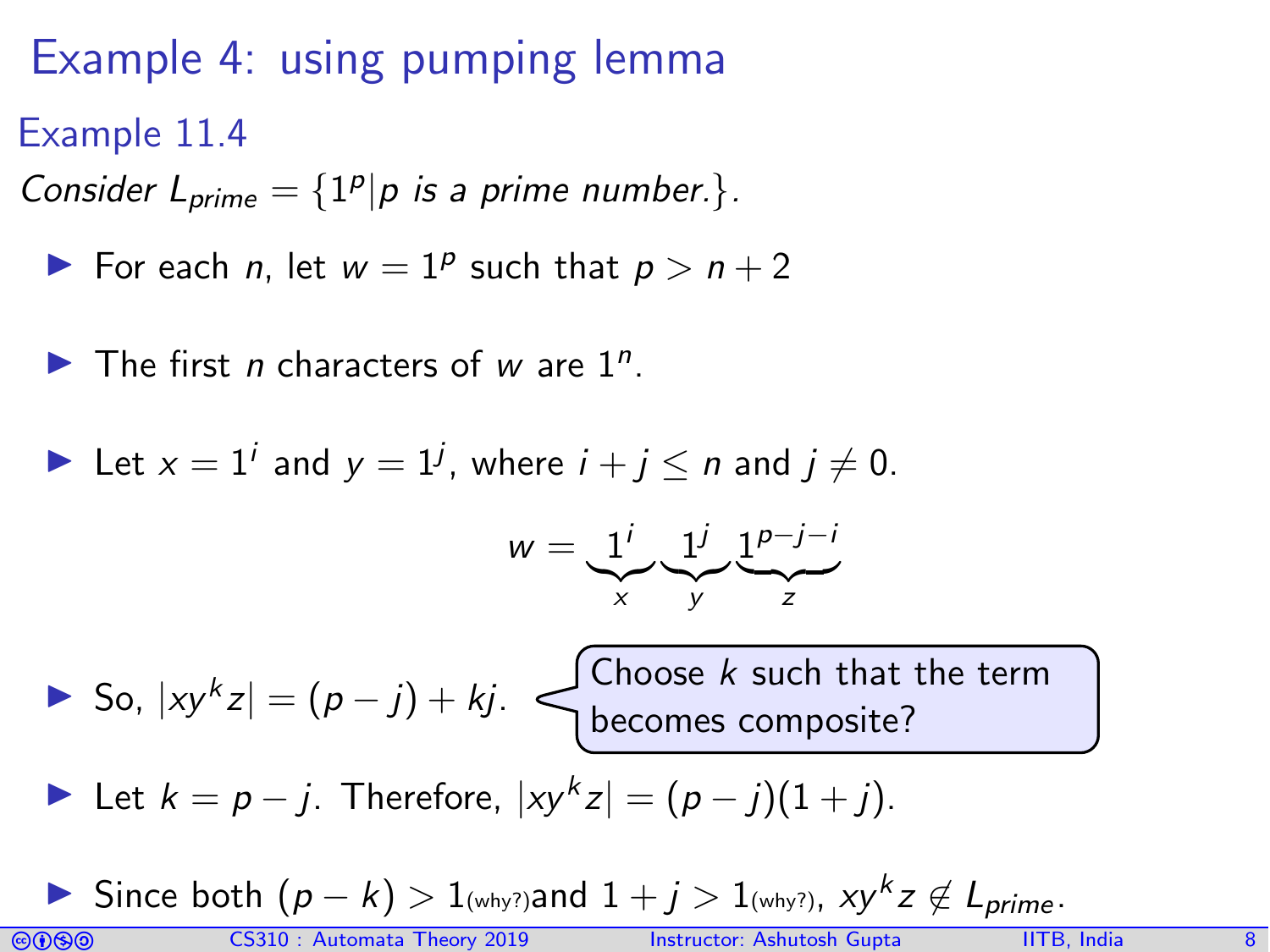# Example 4: using pumping lemma

## Example 11.4

*Consider $L_{prime} = \{1^p | p \text{ is a prime number.}\}$.*

- For each $n$, let $w = 1^p$ such that $p > n + 2$
- The first $n$ characters of $w$ are $1^n$.
- Let $x = 1^i$ and $y = 1^j$, where $i + j \leq n$ and $j \neq 0$.

$$w = \underbrace{1^i}_{x}\underbrace{1^j}_{y}\underbrace{1^{p-j-i}}_{z}$$

- So, $|xy^kz| = (p - j) + kj$.

  Choose $k$ such that the term becomes composite?

- Let $k = p - j$. Therefore, $|xy^kz| = (p - j)(1 + j)$.
- Since both $(p - k) > 1$(why?) and $1 + j > 1$(why?), $xy^kz \notin L_{prime}$.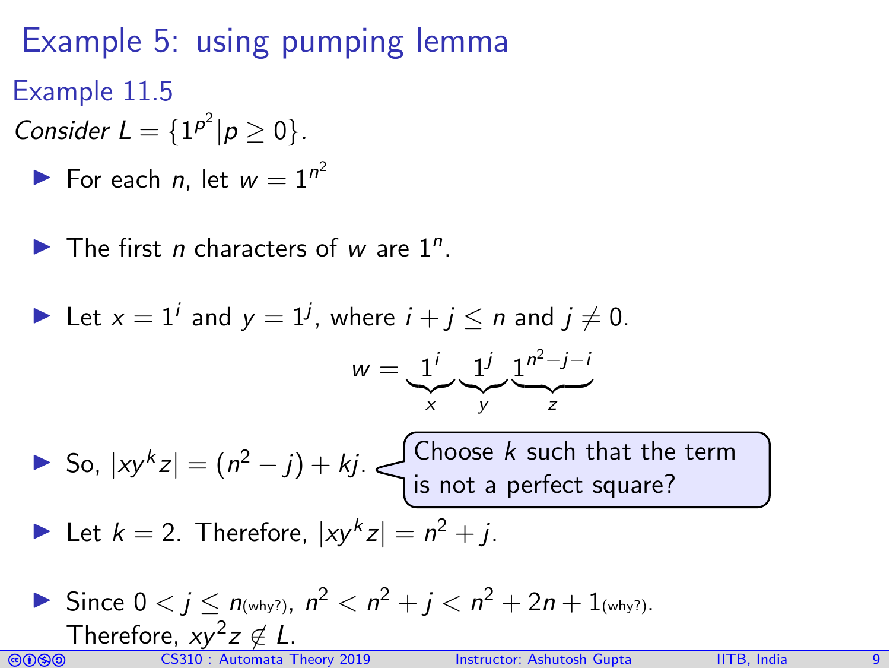# Example 5: using pumping lemma

## Example 11.5

*Consider* $L = \{1^{p^2} | p \geq 0\}$.

- For each $n$, let $w = 1^{n^2}$
- The first $n$ characters of $w$ are $1^n$.
- Let $x = 1^i$ and $y = 1^j$, where $i + j \leq n$ and $j \neq 0$.

$$w = \underbrace{1^i}_{x}\underbrace{1^j}_{y}\underbrace{1^{n^2-j-i}}_{z}$$

- So, $|xy^k z| = (n^2 - j) + kj$.

  Choose $k$ such that the term is not a perfect square?

- Let $k = 2$. Therefore, $|xy^k z| = n^2 + j$.
- Since $0 < j \leq n$(why?), $n^2 < n^2 + j < n^2 + 2n + 1$(why?). Therefore, $xy^2z \notin L$.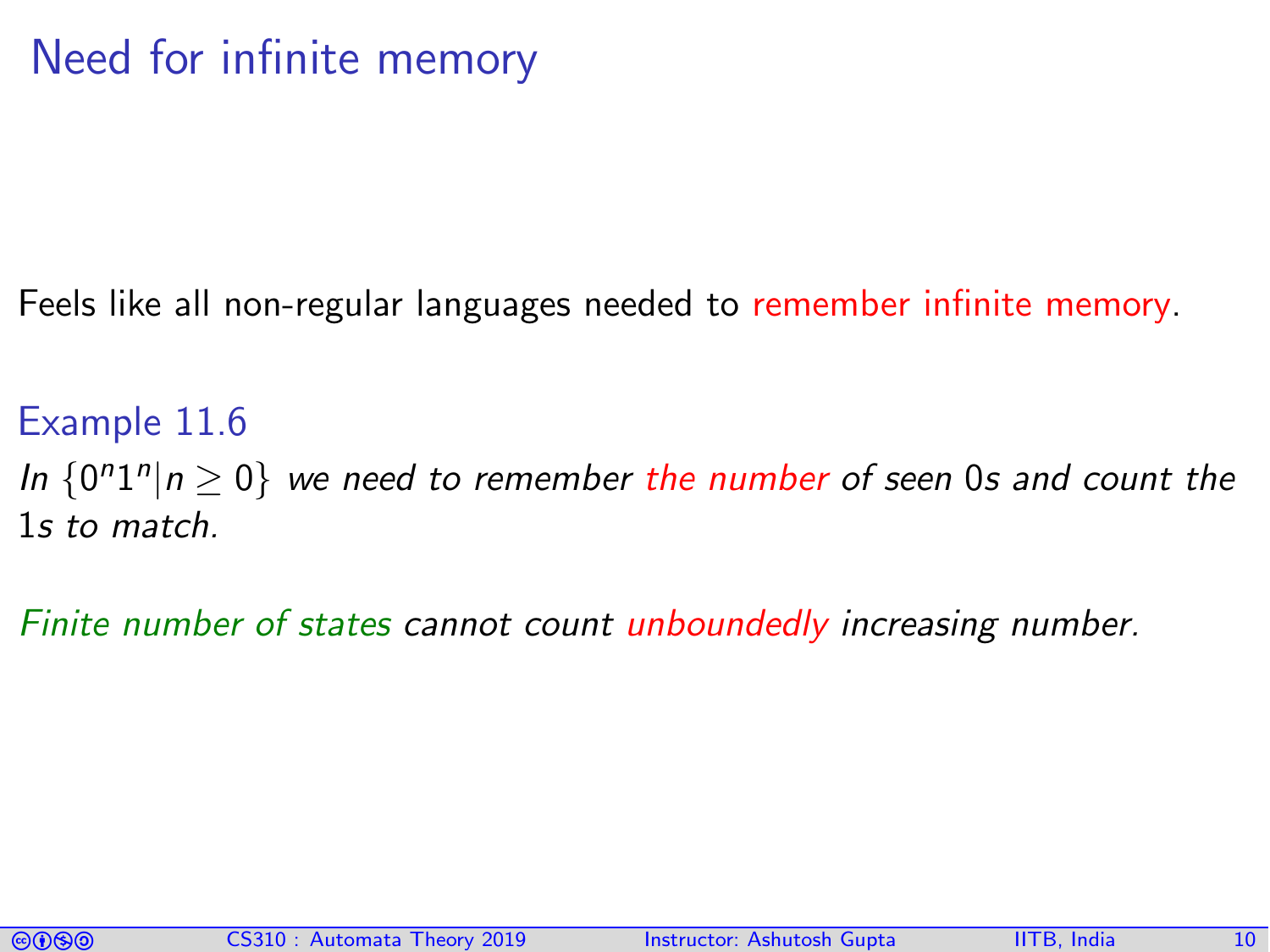# Need for infinite memory

Feels like all non-regular languages needed to remember infinite memory.

### Example 11.6

*In $\{0^n1^n | n \geq 0\}$ we need to remember the number of seen 0s and count the 1s to match.*

*Finite number of states cannot count unboundedly increasing number.*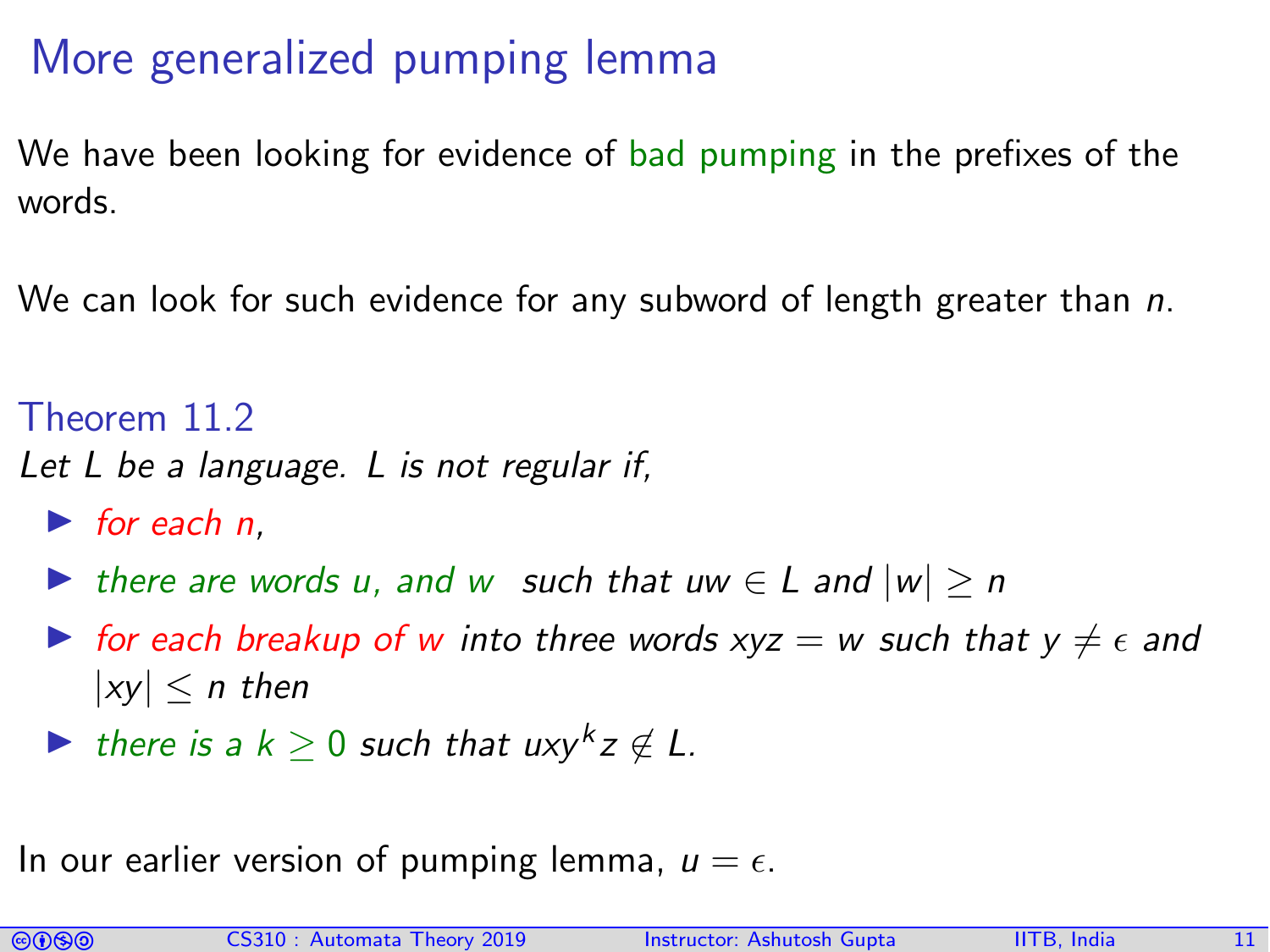# More generalized pumping lemma

We have been looking for evidence of bad pumping in the prefixes of the words.

We can look for such evidence for any subword of length greater than $n$.

### Theorem 11.2

*Let $L$ be a language. $L$ is not regular if,*

- *for each $n$,*
- *there are words $u$, and $w$ such that $uw \in L$ and $|w| \geq n$*
- *for each breakup of $w$ into three words $xyz = w$ such that $y \neq \epsilon$ and $|xy| \leq n$ then*
- *there is a $k \geq 0$ such that $uxy^kz \notin L$.*

In our earlier version of pumping lemma, $u = \epsilon$.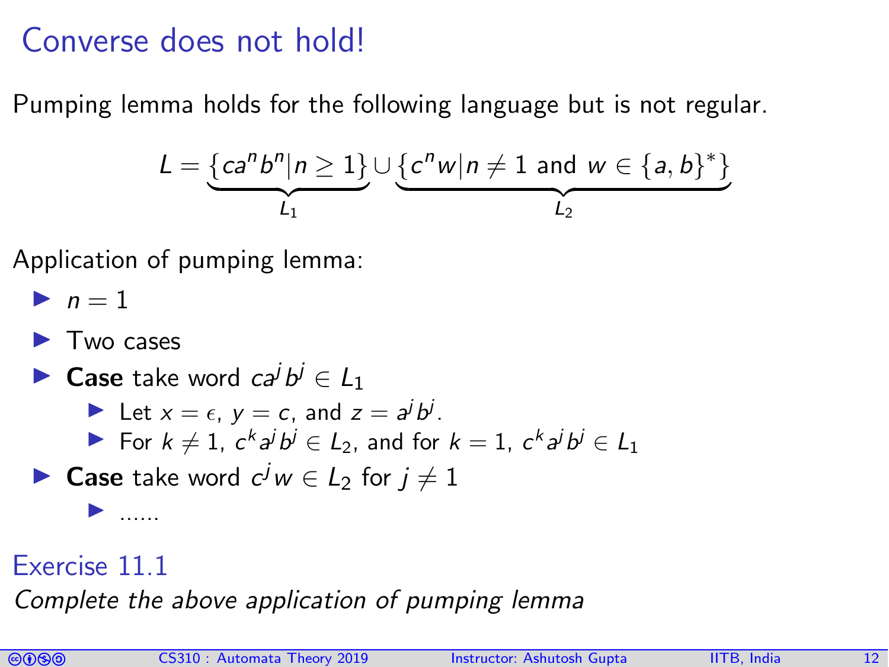# Converse does not hold!

Pumping lemma holds for the following language but is not regular.

$$L = \underbrace{\{ca^n b^n | n \geq 1\}}_{L_1} \cup \underbrace{\{c^n w | n \neq 1 \text{ and } w \in \{a,b\}^*\}}_{L_2}$$

Application of pumping lemma:

- $n = 1$
- Two cases
- **Case** take word $ca^j b^j \in L_1$
  - Let $x = \epsilon$, $y = c$, and $z = a^j b^j$.
  - For $k \neq 1$, $c^k a^j b^j \in L_2$, and for $k = 1$, $c^k a^j b^j \in L_1$
- **Case** take word $c^j w \in L_2$ for $j \neq 1$
  - ......

## Exercise 11.1

*Complete the above application of pumping lemma*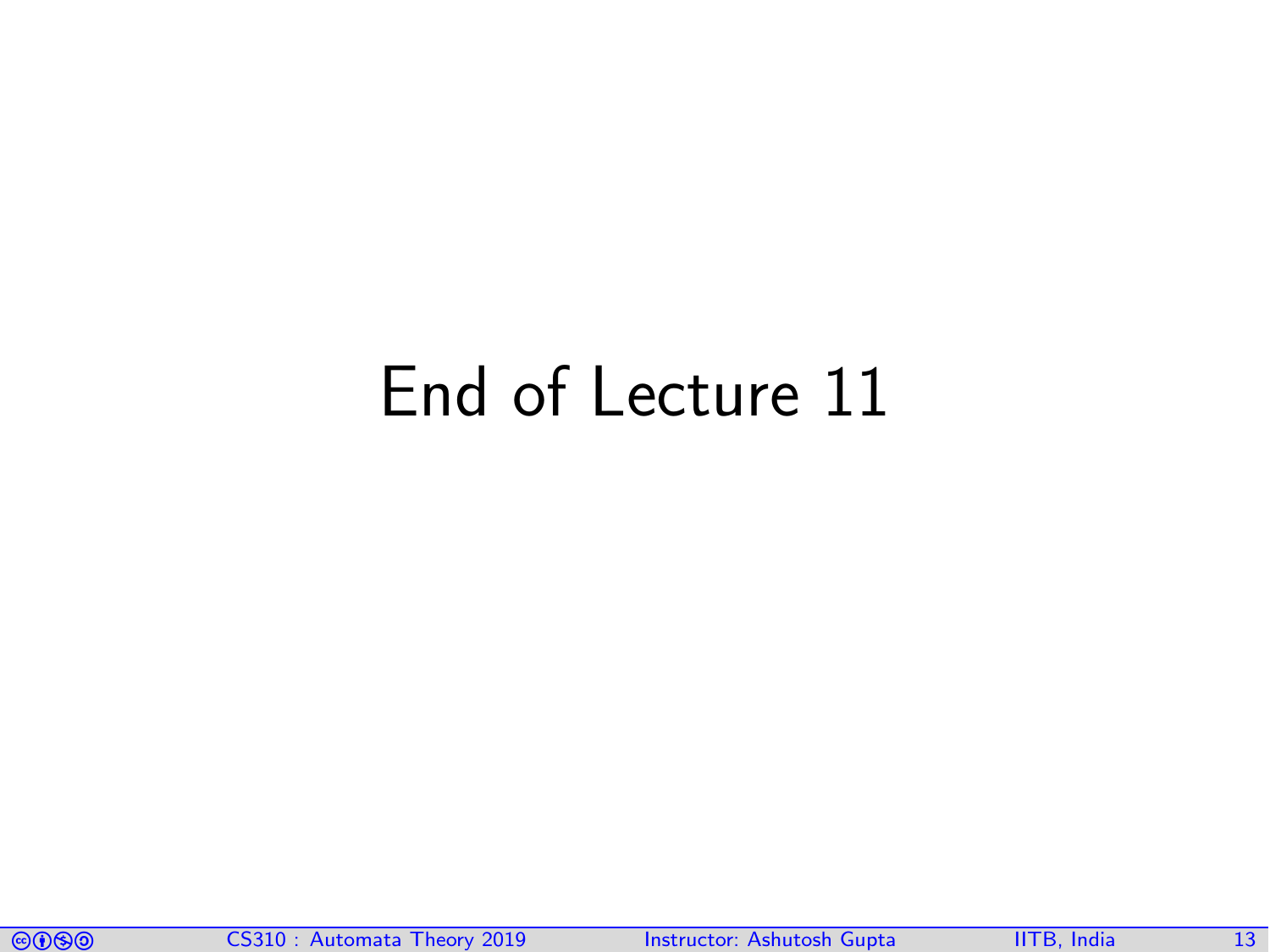# End of Lecture 11